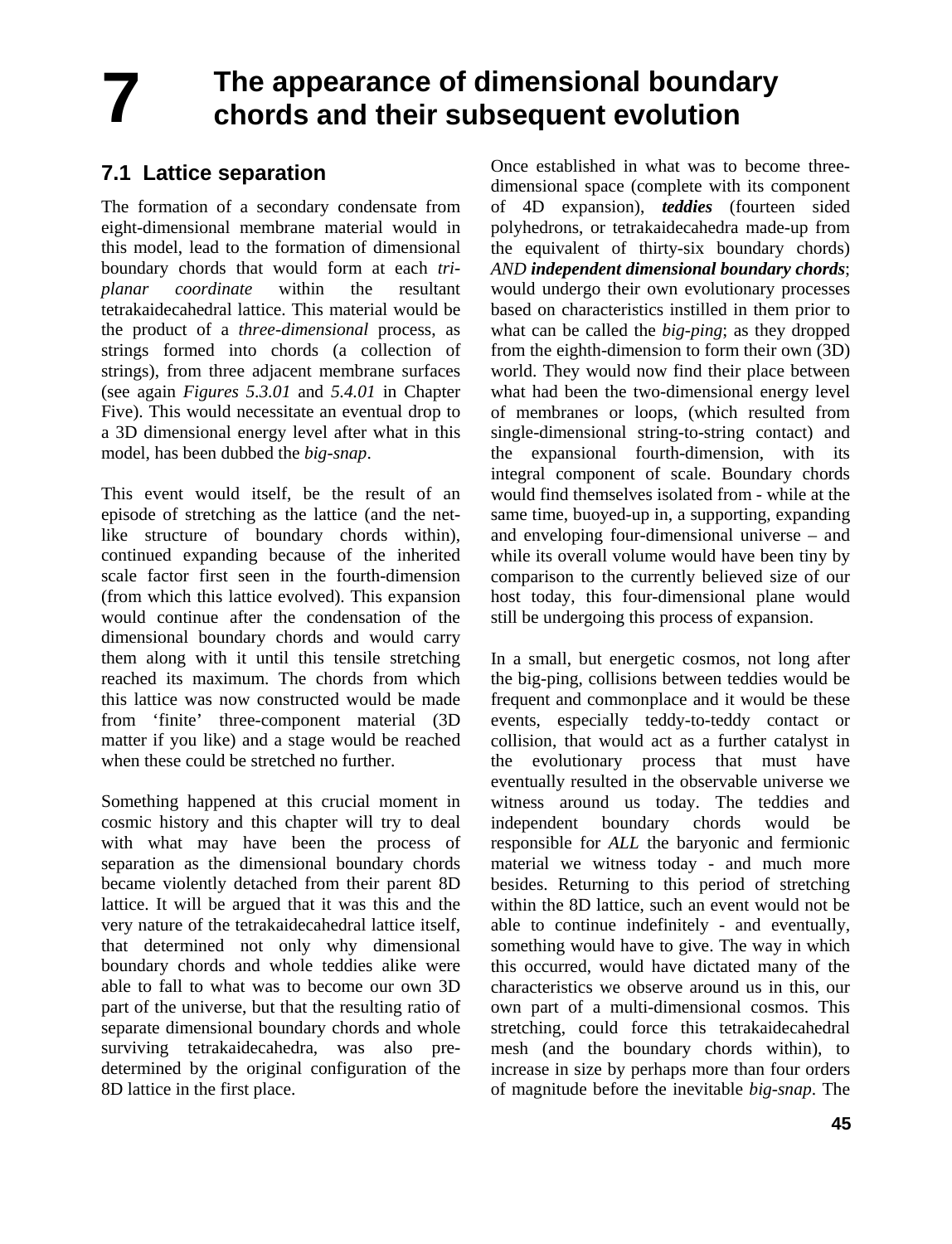# 7 The appearance of dimensional boundary chords and their subsequent evolution

## 7.1 Lattice separation

The formation of a secondary condensate from eight-dimensional membrane material would in this model, lead to the formation of dimensional boundary chords that would form at each *tri-planar coordinate* within the resultant tetrakaidecahedral lattice. This material would be the product of a *three-dimensional* process, as strings formed into chords (a collection of strings), from three adjacent membrane surfaces (see again *Figures 5.3.01* and *5.4.01* in Chapter Five). This would necessitate an eventual drop to a 3D dimensional energy level after what in this model, has been dubbed the *big-snap*.

This event would itself, be the result of an episode of stretching as the lattice (and the net-like structure of boundary chords within), continued expanding because of the inherited scale factor first seen in the fourth-dimension (from which this lattice evolved). This expansion would continue after the condensation of the dimensional boundary chords and would carry them along with it until this tensile stretching reached its maximum. The chords from which this lattice was now constructed would be made from 'finite' three-component material (3D matter if you like) and a stage would be reached when these could be stretched no further.

Something happened at this crucial moment in cosmic history and this chapter will try to deal with what may have been the process of separation as the dimensional boundary chords became violently detached from their parent 8D lattice. It will be argued that it was this and the very nature of the tetrakaidecahedral lattice itself, that determined not only why dimensional boundary chords and whole teddies alike were able to fall to what was to become our own 3D part of the universe, but that the resulting ratio of separate dimensional boundary chords and whole surviving tetrakaidecahedra, was also pre-determined by the original configuration of the 8D lattice in the first place.

Once established in what was to become three-dimensional space (complete with its component of 4D expansion), ***teddies*** (fourteen sided polyhedrons, or tetrakaidecahedra made-up from the equivalent of thirty-six boundary chords) *AND* ***independent dimensional boundary chords***; would undergo their own evolutionary processes based on characteristics instilled in them prior to what can be called the *big-ping*; as they dropped from the eighth-dimension to form their own (3D) world. They would now find their place between what had been the two-dimensional energy level of membranes or loops, (which resulted from single-dimensional string-to-string contact) and the expansional fourth-dimension, with its integral component of scale. Boundary chords would find themselves isolated from - while at the same time, buoyed-up in, a supporting, expanding and enveloping four-dimensional universe – and while its overall volume would have been tiny by comparison to the currently believed size of our host today, this four-dimensional plane would still be undergoing this process of expansion.

In a small, but energetic cosmos, not long after the big-ping, collisions between teddies would be frequent and commonplace and it would be these events, especially teddy-to-teddy contact or collision, that would act as a further catalyst in the evolutionary process that must have eventually resulted in the observable universe we witness around us today. The teddies and independent boundary chords would be responsible for *ALL* the baryonic and fermionic material we witness today - and much more besides. Returning to this period of stretching within the 8D lattice, such an event would not be able to continue indefinitely - and eventually, something would have to give. The way in which this occurred, would have dictated many of the characteristics we observe around us in this, our own part of a multi-dimensional cosmos. This stretching, could force this tetrakaidecahedral mesh (and the boundary chords within), to increase in size by perhaps more than four orders of magnitude before the inevitable *big-snap*. The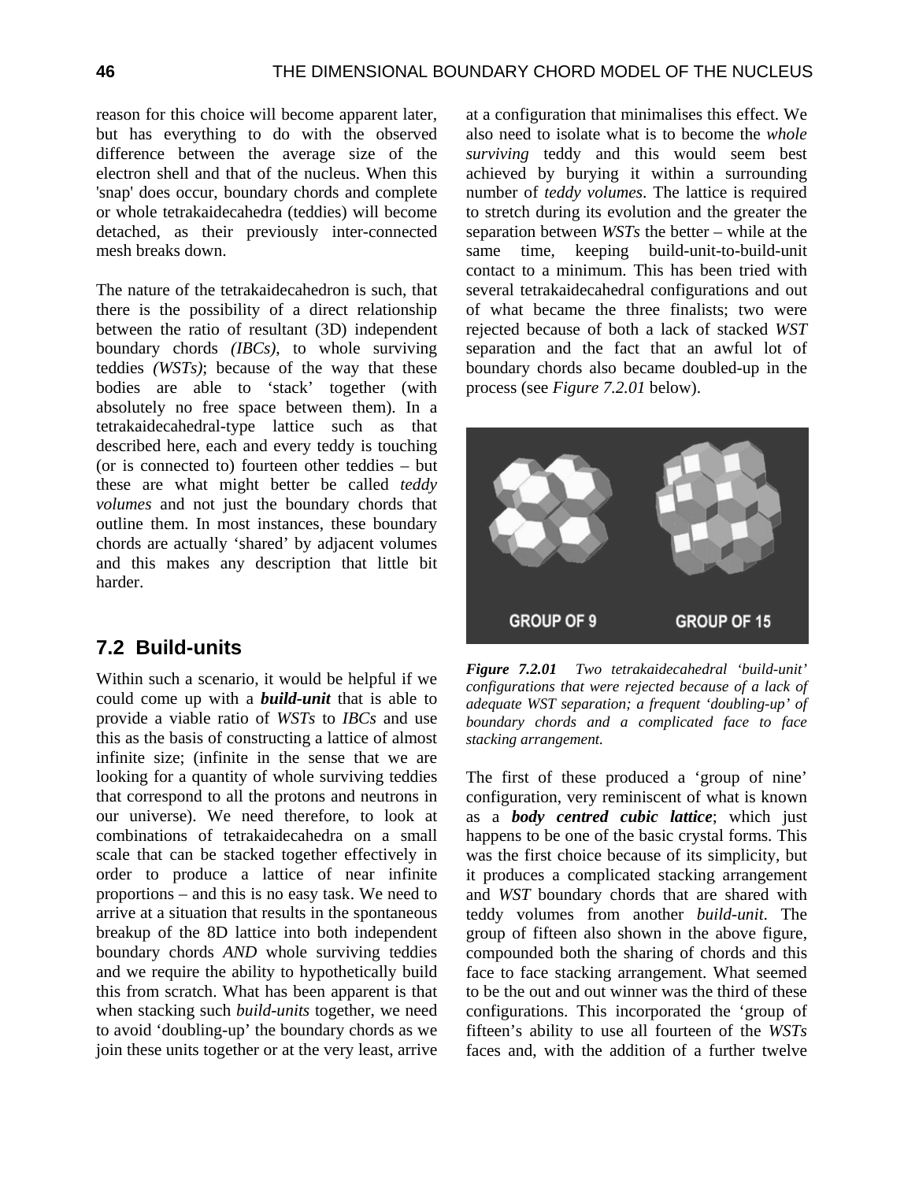reason for this choice will become apparent later, but has everything to do with the observed difference between the average size of the electron shell and that of the nucleus. When this 'snap' does occur, boundary chords and complete or whole tetrakaidecahedra (teddies) will become detached, as their previously inter-connected mesh breaks down.

The nature of the tetrakaidecahedron is such, that there is the possibility of a direct relationship between the ratio of resultant (3D) independent boundary chords *(IBCs)*, to whole surviving teddies *(WSTs)*; because of the way that these bodies are able to 'stack' together (with absolutely no free space between them). In a tetrakaidecahedral-type lattice such as that described here, each and every teddy is touching (or is connected to) fourteen other teddies – but these are what might better be called *teddy volumes* and not just the boundary chords that outline them. In most instances, these boundary chords are actually 'shared' by adjacent volumes and this makes any description that little bit harder.

## 7.2 Build-units

Within such a scenario, it would be helpful if we could come up with a ***build-unit*** that is able to provide a viable ratio of *WSTs* to *IBCs* and use this as the basis of constructing a lattice of almost infinite size; (infinite in the sense that we are looking for a quantity of whole surviving teddies that correspond to all the protons and neutrons in our universe). We need therefore, to look at combinations of tetrakaidecahedra on a small scale that can be stacked together effectively in order to produce a lattice of near infinite proportions – and this is no easy task. We need to arrive at a situation that results in the spontaneous breakup of the 8D lattice into both independent boundary chords *AND* whole surviving teddies and we require the ability to hypothetically build this from scratch. What has been apparent is that when stacking such *build-units* together, we need to avoid 'doubling-up' the boundary chords as we join these units together or at the very least, arrive at a configuration that minimalises this effect. We also need to isolate what is to become the *whole surviving* teddy and this would seem best achieved by burying it within a surrounding number of *teddy volumes*. The lattice is required to stretch during its evolution and the greater the separation between *WSTs* the better – while at the same time, keeping build-unit-to-build-unit contact to a minimum. This has been tried with several tetrakaidecahedral configurations and out of what became the three finalists; two were rejected because of both a lack of stacked *WST* separation and the fact that an awful lot of boundary chords also became doubled-up in the process (see *Figure 7.2.01* below).

GROUP OF 9 GROUP OF 15

***Figure 7.2.01*** *Two tetrakaidecahedral 'build-unit' configurations that were rejected because of a lack of adequate WST separation; a frequent 'doubling-up' of boundary chords and a complicated face to face stacking arrangement.*

The first of these produced a 'group of nine' configuration, very reminiscent of what is known as a ***body centred cubic lattice***; which just happens to be one of the basic crystal forms. This was the first choice because of its simplicity, but it produces a complicated stacking arrangement and *WST* boundary chords that are shared with teddy volumes from another *build-unit*. The group of fifteen also shown in the above figure, compounded both the sharing of chords and this face to face stacking arrangement. What seemed to be the out and out winner was the third of these configurations. This incorporated the 'group of fifteen's ability to use all fourteen of the *WSTs* faces and, with the addition of a further twelve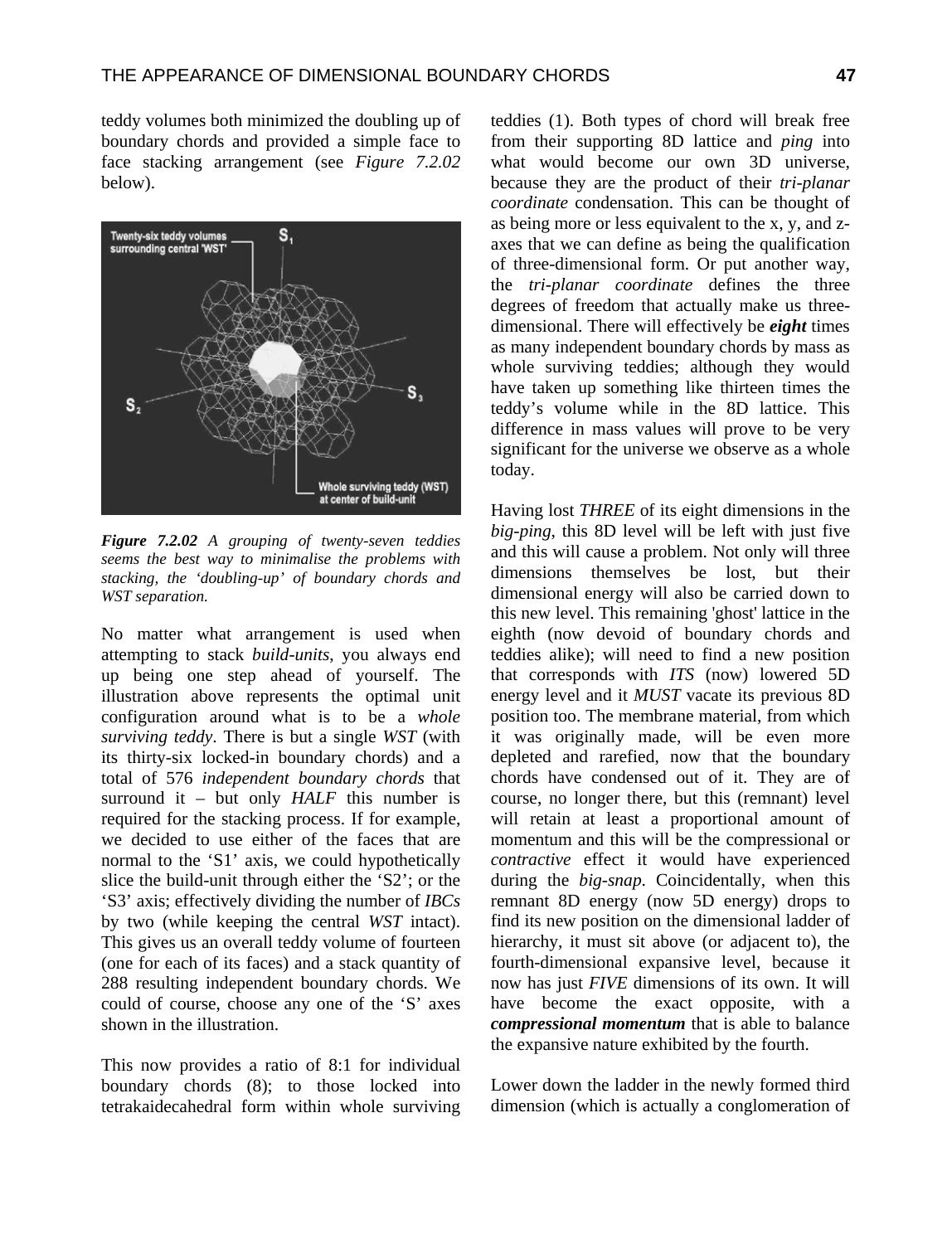teddy volumes both minimized the doubling up of boundary chords and provided a simple face to face stacking arrangement (see *Figure 7.2.02* below).

***Figure 7.2.02*** *A grouping of twenty-seven teddies seems the best way to minimalise the problems with stacking, the 'doubling-up' of boundary chords and WST separation.*

No matter what arrangement is used when attempting to stack *build-units*, you always end up being one step ahead of yourself. The illustration above represents the optimal unit configuration around what is to be a *whole surviving teddy*. There is but a single *WST* (with its thirty-six locked-in boundary chords) and a total of 576 *independent boundary chords* that surround it – but only *HALF* this number is required for the stacking process. If for example, we decided to use either of the faces that are normal to the 'S1' axis, we could hypothetically slice the build-unit through either the 'S2'; or the 'S3' axis; effectively dividing the number of *IBCs* by two (while keeping the central *WST* intact). This gives us an overall teddy volume of fourteen (one for each of its faces) and a stack quantity of 288 resulting independent boundary chords. We could of course, choose any one of the 'S' axes shown in the illustration.

This now provides a ratio of 8:1 for individual boundary chords (8); to those locked into tetrakaidecahedral form within whole surviving teddies (1). Both types of chord will break free from their supporting 8D lattice and *ping* into what would become our own 3D universe, because they are the product of their *tri-planar coordinate* condensation. This can be thought of as being more or less equivalent to the x, y, and z-axes that we can define as being the qualification of three-dimensional form. Or put another way, the *tri-planar coordinate* defines the three degrees of freedom that actually make us three-dimensional. There will effectively be ***eight*** times as many independent boundary chords by mass as whole surviving teddies; although they would have taken up something like thirteen times the teddy's volume while in the 8D lattice. This difference in mass values will prove to be very significant for the universe we observe as a whole today.

Having lost *THREE* of its eight dimensions in the *big-ping*, this 8D level will be left with just five and this will cause a problem. Not only will three dimensions themselves be lost, but their dimensional energy will also be carried down to this new level. This remaining 'ghost' lattice in the eighth (now devoid of boundary chords and teddies alike); will need to find a new position that corresponds with *ITS* (now) lowered 5D energy level and it *MUST* vacate its previous 8D position too. The membrane material, from which it was originally made, will be even more depleted and rarefied, now that the boundary chords have condensed out of it. They are of course, no longer there, but this (remnant) level will retain at least a proportional amount of momentum and this will be the compressional or *contractive* effect it would have experienced during the *big-snap*. Coincidentally, when this remnant 8D energy (now 5D energy) drops to find its new position on the dimensional ladder of hierarchy, it must sit above (or adjacent to), the fourth-dimensional expansive level, because it now has just *FIVE* dimensions of its own. It will have become the exact opposite, with a ***compressional momentum*** that is able to balance the expansive nature exhibited by the fourth.

Lower down the ladder in the newly formed third dimension (which is actually a conglomeration of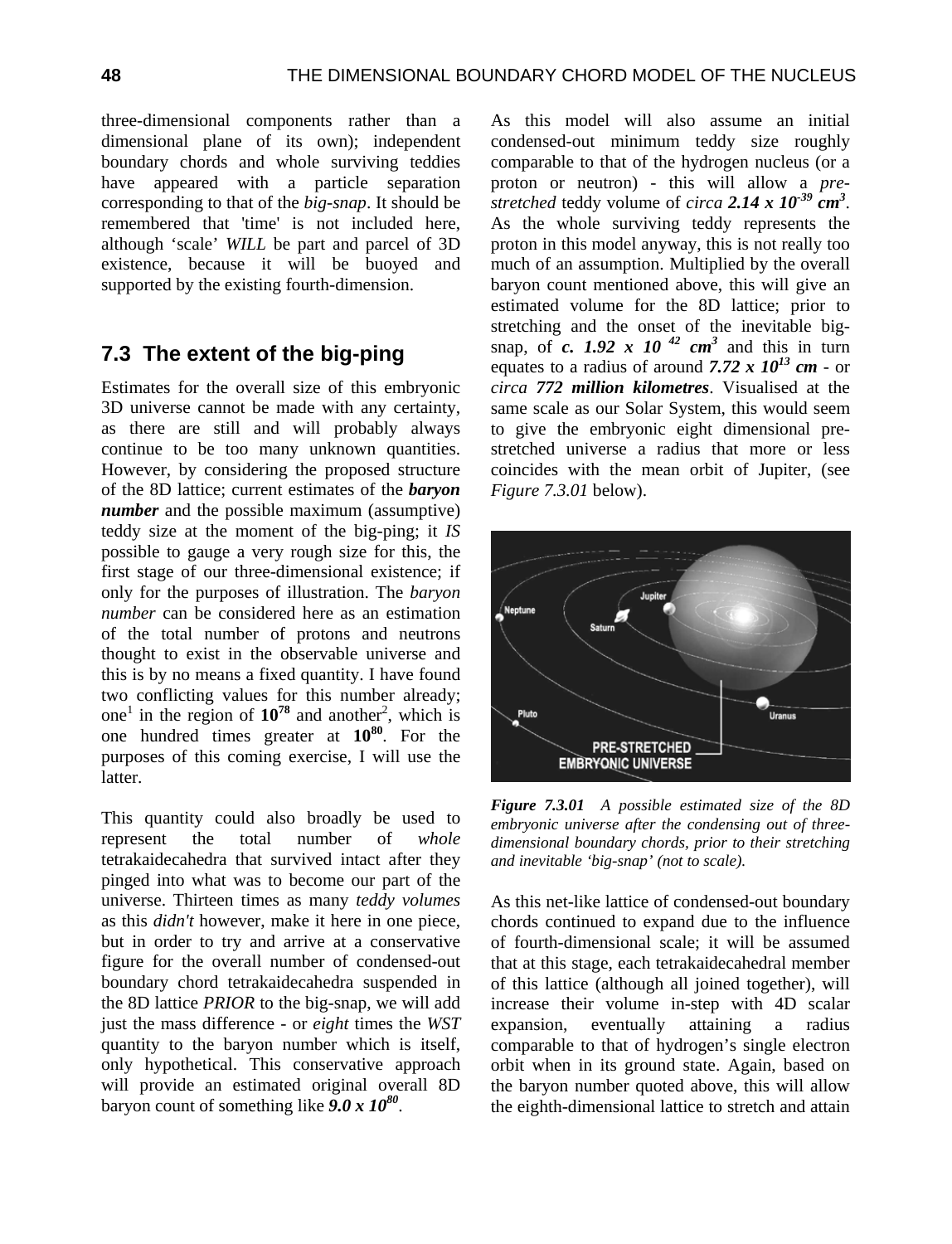three-dimensional components rather than a dimensional plane of its own); independent boundary chords and whole surviving teddies have appeared with a particle separation corresponding to that of the *big-snap*. It should be remembered that 'time' is not included here, although 'scale' *WILL* be part and parcel of 3D existence, because it will be buoyed and supported by the existing fourth-dimension.

## 7.3 The extent of the big-ping

Estimates for the overall size of this embryonic 3D universe cannot be made with any certainty, as there are still and will probably always continue to be too many unknown quantities. However, by considering the proposed structure of the 8D lattice; current estimates of the ***baryon number*** and the possible maximum (assumptive) teddy size at the moment of the big-ping; it *IS* possible to gauge a very rough size for this, the first stage of our three-dimensional existence; if only for the purposes of illustration. The *baryon number* can be considered here as an estimation of the total number of protons and neutrons thought to exist in the observable universe and this is by no means a fixed quantity. I have found two conflicting values for this number already; one[1] in the region of $\mathbf{10^{78}}$ and another[2], which is one hundred times greater at $\mathbf{10^{80}}$. For the purposes of this coming exercise, I will use the latter.

This quantity could also broadly be used to represent the total number of *whole* tetrakaidecahedra that survived intact after they pinged into what was to become our part of the universe. Thirteen times as many *teddy volumes* as this *didn't* however, make it here in one piece, but in order to try and arrive at a conservative figure for the overall number of condensed-out boundary chord tetrakaidecahedra suspended in the 8D lattice *PRIOR* to the big-snap, we will add just the mass difference - or *eight* times the *WST* quantity to the baryon number which is itself, only hypothetical. This conservative approach will provide an estimated original overall 8D baryon count of something like $\boldsymbol{9.0 \times 10^{80}}$.

As this model will also assume an initial condensed-out minimum teddy size roughly comparable to that of the hydrogen nucleus (or a proton or neutron) - this will allow a *pre-stretched* teddy volume of *circa* $\boldsymbol{2.14 \times 10^{-39}\ cm^3}$. As the whole surviving teddy represents the proton in this model anyway, this is not really too much of an assumption. Multiplied by the overall baryon count mentioned above, this will give an estimated volume for the 8D lattice; prior to stretching and the onset of the inevitable big-snap, of ***c.*** $\boldsymbol{1.92 \times 10^{42}\ cm^3}$ and this in turn equates to a radius of around $\boldsymbol{7.72 \times 10^{13}\ cm}$ - or *circa* ***772 million kilometres***. Visualised at the same scale as our Solar System, this would seem to give the embryonic eight dimensional pre-stretched universe a radius that more or less coincides with the mean orbit of Jupiter, (see *Figure 7.3.01* below).

***Figure 7.3.01*** *A possible estimated size of the 8D embryonic universe after the condensing out of three-dimensional boundary chords, prior to their stretching and inevitable 'big-snap' (not to scale).*

As this net-like lattice of condensed-out boundary chords continued to expand due to the influence of fourth-dimensional scale; it will be assumed that at this stage, each tetrakaidecahedral member of this lattice (although all joined together), will increase their volume in-step with 4D scalar expansion, eventually attaining a radius comparable to that of hydrogen's single electron orbit when in its ground state. Again, based on the baryon number quoted above, this will allow the eighth-dimensional lattice to stretch and attain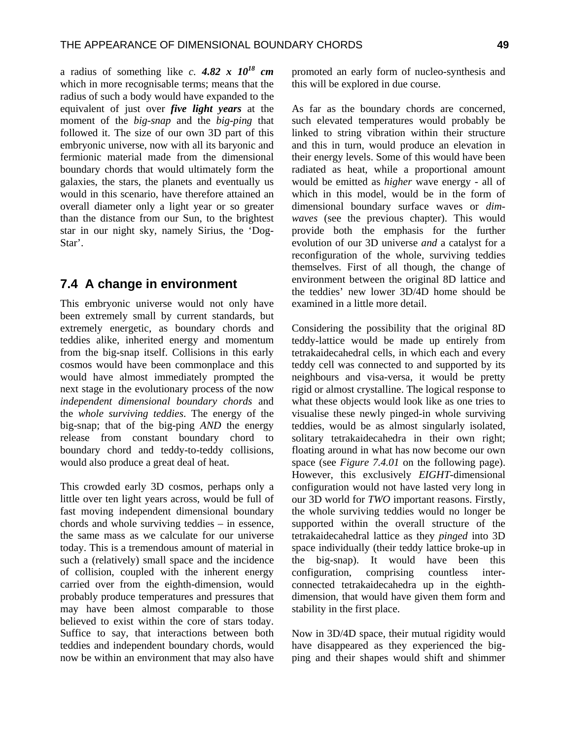a radius of something like *c.* ***4.82 x 10$^{18}$ cm*** which in more recognisable terms; means that the radius of such a body would have expanded to the equivalent of just over ***five light years*** at the moment of the *big-snap* and the *big-ping* that followed it. The size of our own 3D part of this embryonic universe, now with all its baryonic and fermionic material made from the dimensional boundary chords that would ultimately form the galaxies, the stars, the planets and eventually us would in this scenario, have therefore attained an overall diameter only a light year or so greater than the distance from our Sun, to the brightest star in our night sky, namely Sirius, the 'Dog-Star'.

## 7.4 A change in environment

This embryonic universe would not only have been extremely small by current standards, but extremely energetic, as boundary chords and teddies alike, inherited energy and momentum from the big-snap itself. Collisions in this early cosmos would have been commonplace and this would have almost immediately prompted the next stage in the evolutionary process of the now *independent dimensional boundary chords* and the *whole surviving teddies*. The energy of the big-snap; that of the big-ping *AND* the energy release from constant boundary chord to boundary chord and teddy-to-teddy collisions, would also produce a great deal of heat.

This crowded early 3D cosmos, perhaps only a little over ten light years across, would be full of fast moving independent dimensional boundary chords and whole surviving teddies – in essence, the same mass as we calculate for our universe today. This is a tremendous amount of material in such a (relatively) small space and the incidence of collision, coupled with the inherent energy carried over from the eighth-dimension, would probably produce temperatures and pressures that may have been almost comparable to those believed to exist within the core of stars today. Suffice to say, that interactions between both teddies and independent boundary chords, would now be within an environment that may also have promoted an early form of nucleo-synthesis and this will be explored in due course.

As far as the boundary chords are concerned, such elevated temperatures would probably be linked to string vibration within their structure and this in turn, would produce an elevation in their energy levels. Some of this would have been radiated as heat, while a proportional amount would be emitted as *higher* wave energy - all of which in this model, would be in the form of dimensional boundary surface waves or *dim-waves* (see the previous chapter). This would provide both the emphasis for the further evolution of our 3D universe *and* a catalyst for a reconfiguration of the whole, surviving teddies themselves. First of all though, the change of environment between the original 8D lattice and the teddies' new lower 3D/4D home should be examined in a little more detail.

Considering the possibility that the original 8D teddy-lattice would be made up entirely from tetrakaidecahedral cells, in which each and every teddy cell was connected to and supported by its neighbours and visa-versa, it would be pretty rigid or almost crystalline. The logical response to what these objects would look like as one tries to visualise these newly pinged-in whole surviving teddies, would be as almost singularly isolated, solitary tetrakaidecahedra in their own right; floating around in what has now become our own space (see *Figure 7.4.01* on the following page). However, this exclusively *EIGHT*-dimensional configuration would not have lasted very long in our 3D world for *TWO* important reasons. Firstly, the whole surviving teddies would no longer be supported within the overall structure of the tetrakaidecahedral lattice as they *pinged* into 3D space individually (their teddy lattice broke-up in the big-snap). It would have been this configuration, comprising countless inter-connected tetrakaidecahedra up in the eighth-dimension, that would have given them form and stability in the first place.

Now in 3D/4D space, their mutual rigidity would have disappeared as they experienced the big-ping and their shapes would shift and shimmer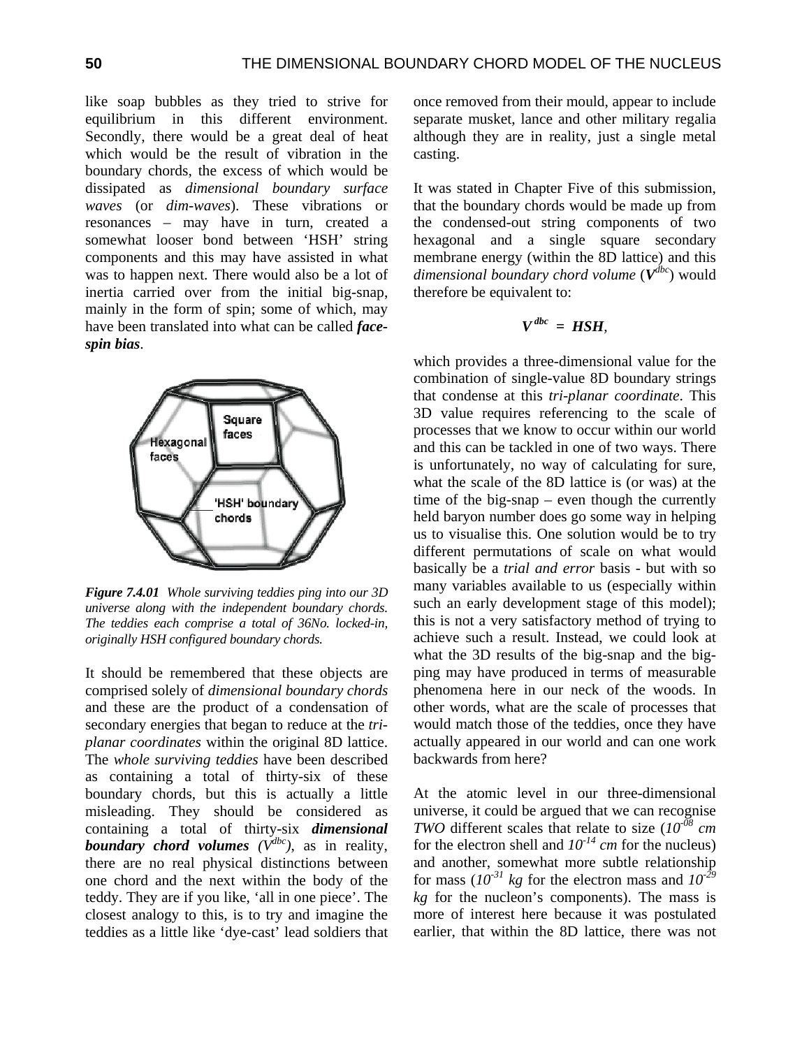like soap bubbles as they tried to strive for equilibrium in this different environment. Secondly, there would be a great deal of heat which would be the result of vibration in the boundary chords, the excess of which would be dissipated as *dimensional boundary surface waves* (or *dim-waves*). These vibrations or resonances – may have in turn, created a somewhat looser bond between 'HSH' string components and this may have assisted in what was to happen next. There would also be a lot of inertia carried over from the initial big-snap, mainly in the form of spin; some of which, may have been translated into what can be called ***face-spin bias***.

***Figure 7.4.01*** *Whole surviving teddies ping into our 3D universe along with the independent boundary chords. The teddies each comprise a total of 36No. locked-in, originally HSH configured boundary chords.*

It should be remembered that these objects are comprised solely of *dimensional boundary chords* and these are the product of a condensation of secondary energies that began to reduce at the *tri-planar coordinates* within the original 8D lattice. The *whole surviving teddies* have been described as containing a total of thirty-six of these boundary chords, but this is actually a little misleading. They should be considered as containing a total of thirty-six ***dimensional boundary chord volumes*** ($V^{dbc}$), as in reality, there are no real physical distinctions between one chord and the next within the body of the teddy. They are if you like, 'all in one piece'. The closest analogy to this, is to try and imagine the teddies as a little like 'dye-cast' lead soldiers that once removed from their mould, appear to include separate musket, lance and other military regalia although they are in reality, just a single metal casting.

It was stated in Chapter Five of this submission, that the boundary chords would be made up from the condensed-out string components of two hexagonal and a single square secondary membrane energy (within the 8D lattice) and this *dimensional boundary chord volume* ($V^{dbc}$) would therefore be equivalent to:

$$V^{dbc} = HSH,$$

which provides a three-dimensional value for the combination of single-value 8D boundary strings that condense at this *tri-planar coordinate*. This 3D value requires referencing to the scale of processes that we know to occur within our world and this can be tackled in one of two ways. There is unfortunately, no way of calculating for sure, what the scale of the 8D lattice is (or was) at the time of the big-snap – even though the currently held baryon number does go some way in helping us to visualise this. One solution would be to try different permutations of scale on what would basically be a *trial and error* basis - but with so many variables available to us (especially within such an early development stage of this model); this is not a very satisfactory method of trying to achieve such a result. Instead, we could look at what the 3D results of the big-snap and the big-ping may have produced in terms of measurable phenomena here in our neck of the woods. In other words, what are the scale of processes that would match those of the teddies, once they have actually appeared in our world and can one work backwards from here?

At the atomic level in our three-dimensional universe, it could be argued that we can recognise *TWO* different scales that relate to size ($10^{-08}$ *cm* for the electron shell and $10^{-14}$ *cm* for the nucleus) and another, somewhat more subtle relationship for mass ($10^{-31}$ *kg* for the electron mass and $10^{-29}$ *kg* for the nucleon's components). The mass is more of interest here because it was postulated earlier, that within the 8D lattice, there was not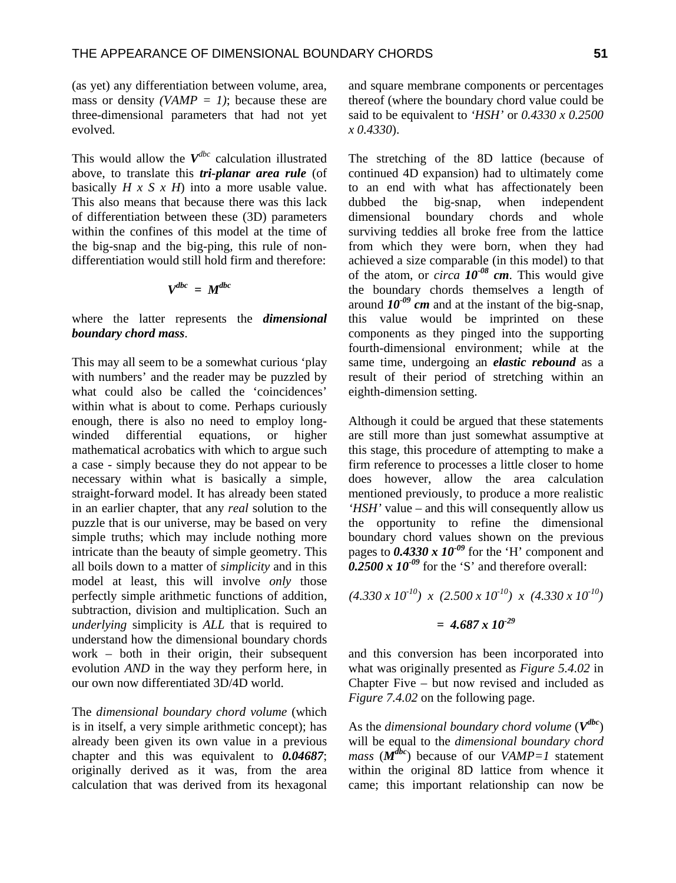(as yet) any differentiation between volume, area, mass or density *(VAMP = 1)*; because these are three-dimensional parameters that had not yet evolved.

This would allow the $V^{dbc}$ calculation illustrated above, to translate this ***tri-planar area rule*** (of basically *H x S x H*) into a more usable value. This also means that because there was this lack of differentiation between these (3D) parameters within the confines of this model at the time of the big-snap and the big-ping, this rule of non-differentiation would still hold firm and therefore:

$$V^{dbc} = M^{dbc}$$

where the latter represents the ***dimensional boundary chord mass***.

This may all seem to be a somewhat curious 'play with numbers' and the reader may be puzzled by what could also be called the 'coincidences' within what is about to come. Perhaps curiously enough, there is also no need to employ long-winded differential equations, or higher mathematical acrobatics with which to argue such a case - simply because they do not appear to be necessary within what is basically a simple, straight-forward model. It has already been stated in an earlier chapter, that any *real* solution to the puzzle that is our universe, may be based on very simple truths; which may include nothing more intricate than the beauty of simple geometry. This all boils down to a matter of *simplicity* and in this model at least, this will involve *only* those perfectly simple arithmetic functions of addition, subtraction, division and multiplication. Such an *underlying* simplicity is *ALL* that is required to understand how the dimensional boundary chords work – both in their origin, their subsequent evolution *AND* in the way they perform here, in our own now differentiated 3D/4D world.

The *dimensional boundary chord volume* (which is in itself, a very simple arithmetic concept); has already been given its own value in a previous chapter and this was equivalent to ***0.04687***; originally derived as it was, from the area calculation that was derived from its hexagonal and square membrane components or percentages thereof (where the boundary chord value could be said to be equivalent to *'HSH'* or *0.4330 x 0.2500 x 0.4330*).

The stretching of the 8D lattice (because of continued 4D expansion) had to ultimately come to an end with what has affectionately been dubbed the big-snap, when independent dimensional boundary chords and whole surviving teddies all broke free from the lattice from which they were born, when they had achieved a size comparable (in this model) to that of the atom, or *circa* $\boldsymbol{10^{-08}}$ ***cm***. This would give the boundary chords themselves a length of around $\boldsymbol{10^{-09}}$ ***cm*** and at the instant of the big-snap, this value would be imprinted on these components as they pinged into the supporting fourth-dimensional environment; while at the same time, undergoing an ***elastic rebound*** as a result of their period of stretching within an eighth-dimension setting.

Although it could be argued that these statements are still more than just somewhat assumptive at this stage, this procedure of attempting to make a firm reference to processes a little closer to home does however, allow the area calculation mentioned previously, to produce a more realistic *'HSH'* value – and this will consequently allow us the opportunity to refine the dimensional boundary chord values shown on the previous pages to $\boldsymbol{0.4330 \times 10^{-09}}$ for the 'H' component and $\boldsymbol{0.2500 \times 10^{-09}}$ for the 'S' and therefore overall:

$$(4.330 \times 10^{-10}) \times (2.500 \times 10^{-10}) \times (4.330 \times 10^{-10})$$

$$= 4.687 \times 10^{-29}$$

and this conversion has been incorporated into what was originally presented as *Figure 5.4.02* in Chapter Five – but now revised and included as *Figure 7.4.02* on the following page.

As the *dimensional boundary chord volume* ($V^{dbc}$) will be equal to the *dimensional boundary chord mass* ($M^{dbc}$) because of our *VAMP=1* statement within the original 8D lattice from whence it came; this important relationship can now be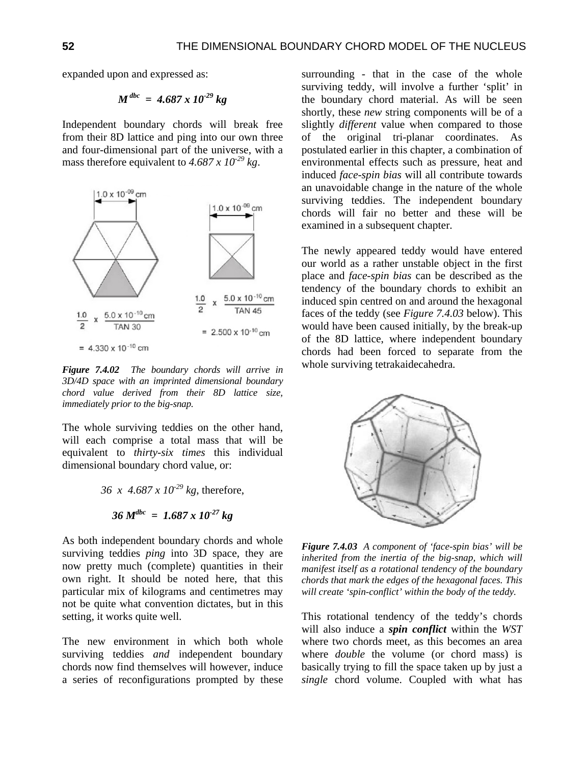expanded upon and expressed as:

$$M^{dbc} = 4.687 \times 10^{-29}\ kg$$

Independent boundary chords will break free from their 8D lattice and ping into our own three and four-dimensional part of the universe, with a mass therefore equivalent to *4.687 x 10⁻²⁹ kg*.

*Figure 7.4.02 The boundary chords will arrive in 3D/4D space with an imprinted dimensional boundary chord value derived from their 8D lattice size, immediately prior to the big-snap.*

The whole surviving teddies on the other hand, will each comprise a total mass that will be equivalent to *thirty-six times* this individual dimensional boundary chord value, or:

$$36 \times 4.687 \times 10^{-29}\ kg, \text{ therefore,}$$

$$36\ M^{dbc} = 1.687 \times 10^{-27}\ kg$$

As both independent boundary chords and whole surviving teddies *ping* into 3D space, they are now pretty much (complete) quantities in their own right. It should be noted here, that this particular mix of kilograms and centimetres may not be quite what convention dictates, but in this setting, it works quite well.

The new environment in which both whole surviving teddies *and* independent boundary chords now find themselves will however, induce a series of reconfigurations prompted by these surrounding - that in the case of the whole surviving teddy, will involve a further 'split' in the boundary chord material. As will be seen shortly, these *new* string components will be of a slightly *different* value when compared to those of the original tri-planar coordinates. As postulated earlier in this chapter, a combination of environmental effects such as pressure, heat and induced *face-spin bias* will all contribute towards an unavoidable change in the nature of the whole surviving teddies. The independent boundary chords will fair no better and these will be examined in a subsequent chapter.

The newly appeared teddy would have entered our world as a rather unstable object in the first place and *face-spin bias* can be described as the tendency of the boundary chords to exhibit an induced spin centred on and around the hexagonal faces of the teddy (see *Figure 7.4.03* below). This would have been caused initially, by the break-up of the 8D lattice, where independent boundary chords had been forced to separate from the whole surviving tetrakaidecahedra.

*Figure 7.4.03 A component of 'face-spin bias' will be inherited from the inertia of the big-snap, which will manifest itself as a rotational tendency of the boundary chords that mark the edges of the hexagonal faces. This will create 'spin-conflict' within the body of the teddy.*

This rotational tendency of the teddy's chords will also induce a ***spin conflict*** within the *WST* where two chords meet, as this becomes an area where *double* the volume (or chord mass) is basically trying to fill the space taken up by just a *single* chord volume. Coupled with what has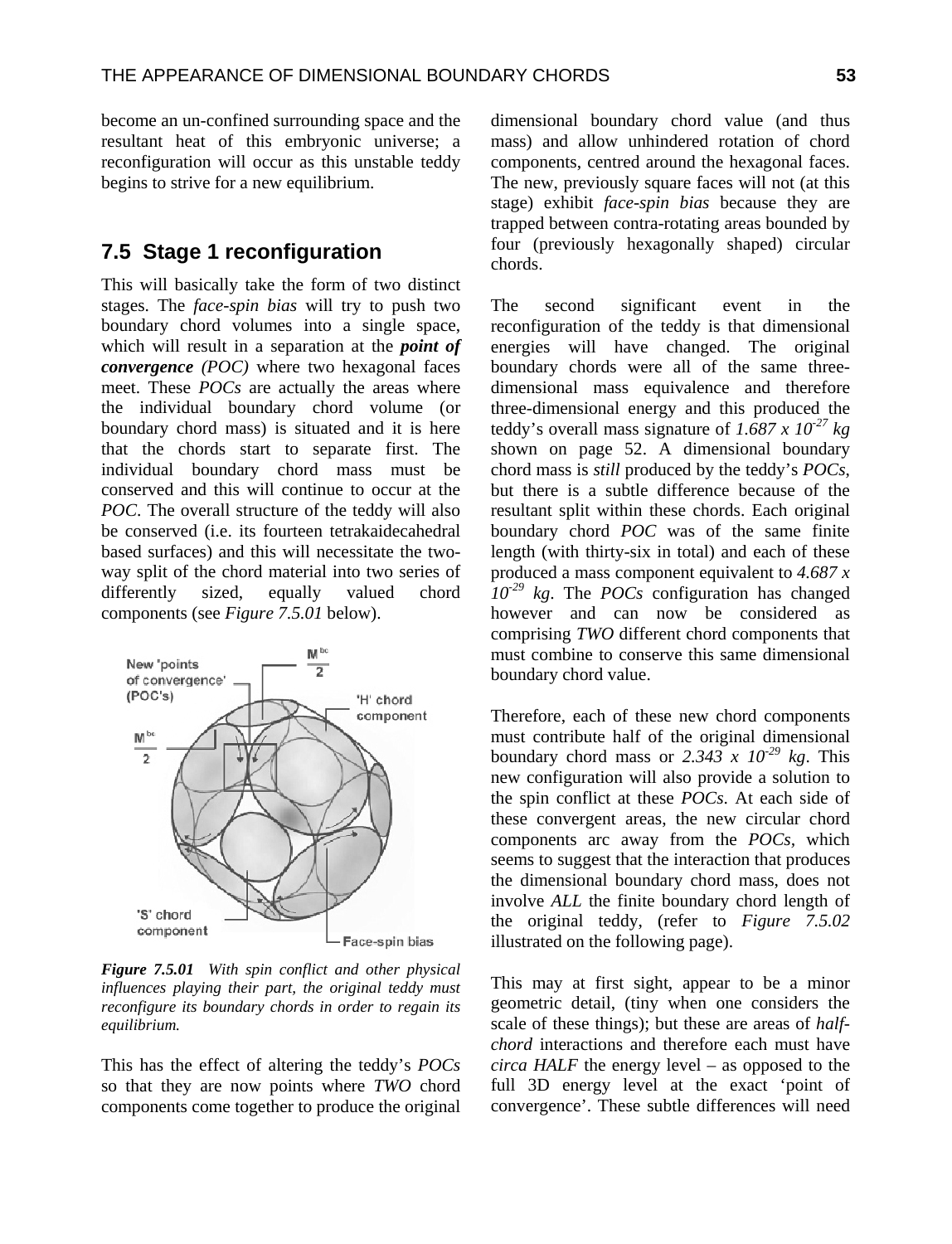become an un-confined surrounding space and the resultant heat of this embryonic universe; a reconfiguration will occur as this unstable teddy begins to strive for a new equilibrium.

## 7.5 Stage 1 reconfiguration

This will basically take the form of two distinct stages. The *face-spin bias* will try to push two boundary chord volumes into a single space, which will result in a separation at the ***point of convergence*** *(POC)* where two hexagonal faces meet. These *POCs* are actually the areas where the individual boundary chord volume (or boundary chord mass) is situated and it is here that the chords start to separate first. The individual boundary chord mass must be conserved and this will continue to occur at the *POC*. The overall structure of the teddy will also be conserved (i.e. its fourteen tetrakaidecahedral based surfaces) and this will necessitate the two-way split of the chord material into two series of differently sized, equally valued chord components (see *Figure 7.5.01* below).

***Figure 7.5.01*** *With spin conflict and other physical influences playing their part, the original teddy must reconfigure its boundary chords in order to regain its equilibrium.*

This has the effect of altering the teddy's *POCs* so that they are now points where *TWO* chord components come together to produce the original dimensional boundary chord value (and thus mass) and allow unhindered rotation of chord components, centred around the hexagonal faces. The new, previously square faces will not (at this stage) exhibit *face-spin bias* because they are trapped between contra-rotating areas bounded by four (previously hexagonally shaped) circular chords.

The second significant event in the reconfiguration of the teddy is that dimensional energies will have changed. The original boundary chords were all of the same three-dimensional mass equivalence and therefore three-dimensional energy and this produced the teddy's overall mass signature of $1.687 \times 10^{-27}$ *kg* shown on page 52. A dimensional boundary chord mass is *still* produced by the teddy's *POCs*, but there is a subtle difference because of the resultant split within these chords. Each original boundary chord *POC* was of the same finite length (with thirty-six in total) and each of these produced a mass component equivalent to $4.687 \times 10^{-29}$ *kg*. The *POCs* configuration has changed however and can now be considered as comprising *TWO* different chord components that must combine to conserve this same dimensional boundary chord value.

Therefore, each of these new chord components must contribute half of the original dimensional boundary chord mass or $2.343 \times 10^{-29}$ *kg*. This new configuration will also provide a solution to the spin conflict at these *POCs*. At each side of these convergent areas, the new circular chord components arc away from the *POCs*, which seems to suggest that the interaction that produces the dimensional boundary chord mass, does not involve *ALL* the finite boundary chord length of the original teddy, (refer to *Figure 7.5.02* illustrated on the following page).

This may at first sight, appear to be a minor geometric detail, (tiny when one considers the scale of these things); but these are areas of *half-chord* interactions and therefore each must have *circa HALF* the energy level – as opposed to the full 3D energy level at the exact 'point of convergence'. These subtle differences will need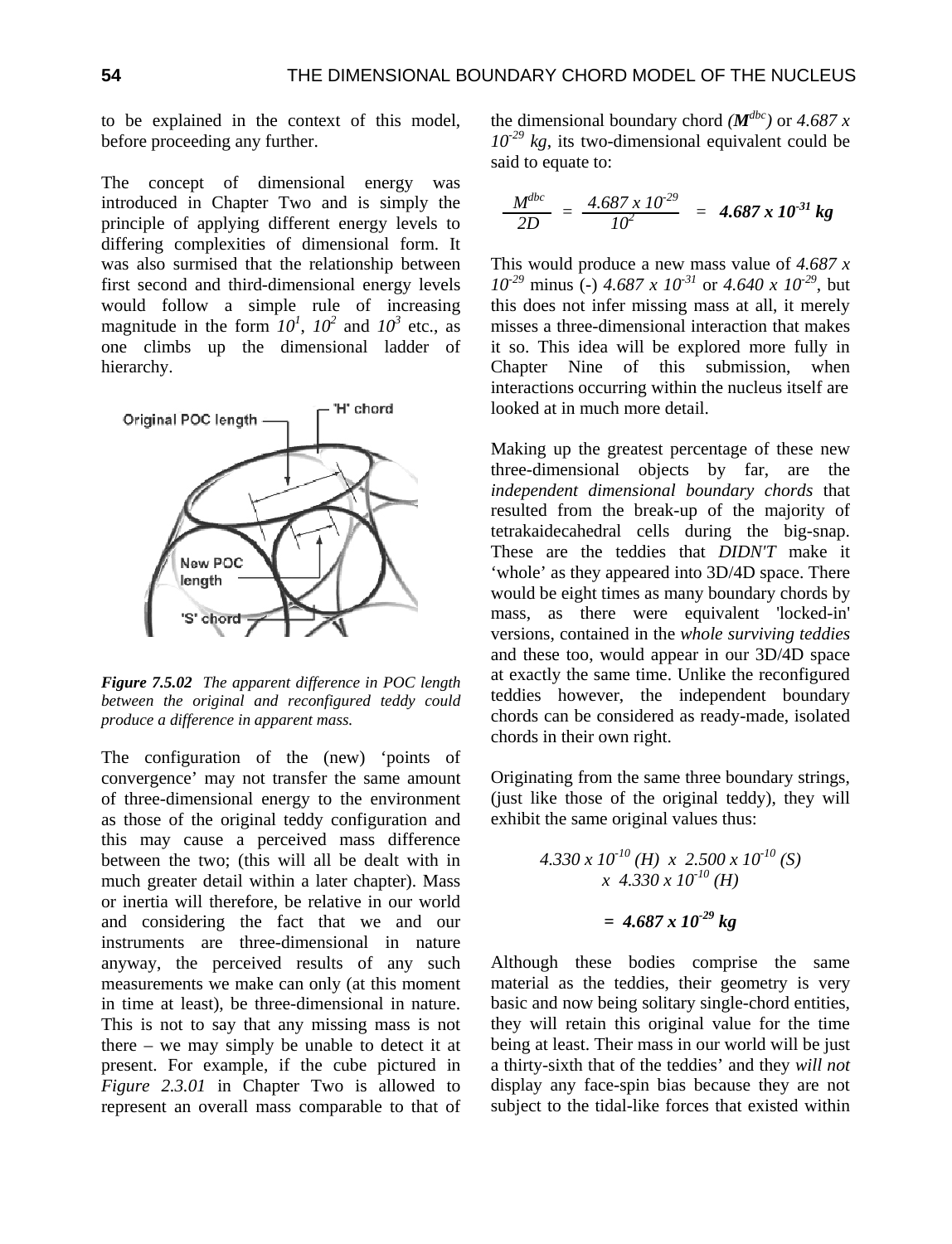to be explained in the context of this model, before proceeding any further.

The concept of dimensional energy was introduced in Chapter Two and is simply the principle of applying different energy levels to differing complexities of dimensional form. It was also surmised that the relationship between first second and third-dimensional energy levels would follow a simple rule of increasing magnitude in the form $10^1$, $10^2$ and $10^3$ etc., as one climbs up the dimensional ladder of hierarchy.

*Figure 7.5.02 The apparent difference in POC length between the original and reconfigured teddy could produce a difference in apparent mass.*

The configuration of the (new) 'points of convergence' may not transfer the same amount of three-dimensional energy to the environment as those of the original teddy configuration and this may cause a perceived mass difference between the two; (this will all be dealt with in much greater detail within a later chapter). Mass or inertia will therefore, be relative in our world and considering the fact that we and our instruments are three-dimensional in nature anyway, the perceived results of any such measurements we make can only (at this moment in time at least), be three-dimensional in nature. This is not to say that any missing mass is not there – we may simply be unable to detect it at present. For example, if the cube pictured in *Figure 2.3.01* in Chapter Two is allowed to represent an overall mass comparable to that of the dimensional boundary chord ($M^{dbc}$) or $4.687 \times 10^{-29}$ *kg*, its two-dimensional equivalent could be said to equate to:

$$\frac{M^{dbc}}{2D} = \frac{4.687 \times 10^{-29}}{10^2} = \mathbf{4.687 \times 10^{-31}\ kg}$$

This would produce a new mass value of $4.687 \times 10^{-29}$ minus (-) $4.687 \times 10^{-31}$ or $4.640 \times 10^{-29}$, but this does not infer missing mass at all, it merely misses a three-dimensional interaction that makes it so. This idea will be explored more fully in Chapter Nine of this submission, when interactions occurring within the nucleus itself are looked at in much more detail.

Making up the greatest percentage of these new three-dimensional objects by far, are the *independent dimensional boundary chords* that resulted from the break-up of the majority of tetrakaidecahedral cells during the big-snap. These are the teddies that *DIDN'T* make it 'whole' as they appeared into 3D/4D space. There would be eight times as many boundary chords by mass, as there were equivalent 'locked-in' versions, contained in the *whole surviving teddies* and these too, would appear in our 3D/4D space at exactly the same time. Unlike the reconfigured teddies however, the independent boundary chords can be considered as ready-made, isolated chords in their own right.

Originating from the same three boundary strings, (just like those of the original teddy), they will exhibit the same original values thus:

$$4.330 \times 10^{-10}\ (H)\ \times\ 2.500 \times 10^{-10}\ (S)\ \times\ 4.330 \times 10^{-10}\ (H)$$

$$= \mathbf{4.687 \times 10^{-29}\ kg}$$

Although these bodies comprise the same material as the teddies, their geometry is very basic and now being solitary single-chord entities, they will retain this original value for the time being at least. Their mass in our world will be just a thirty-sixth that of the teddies' and they *will not* display any face-spin bias because they are not subject to the tidal-like forces that existed within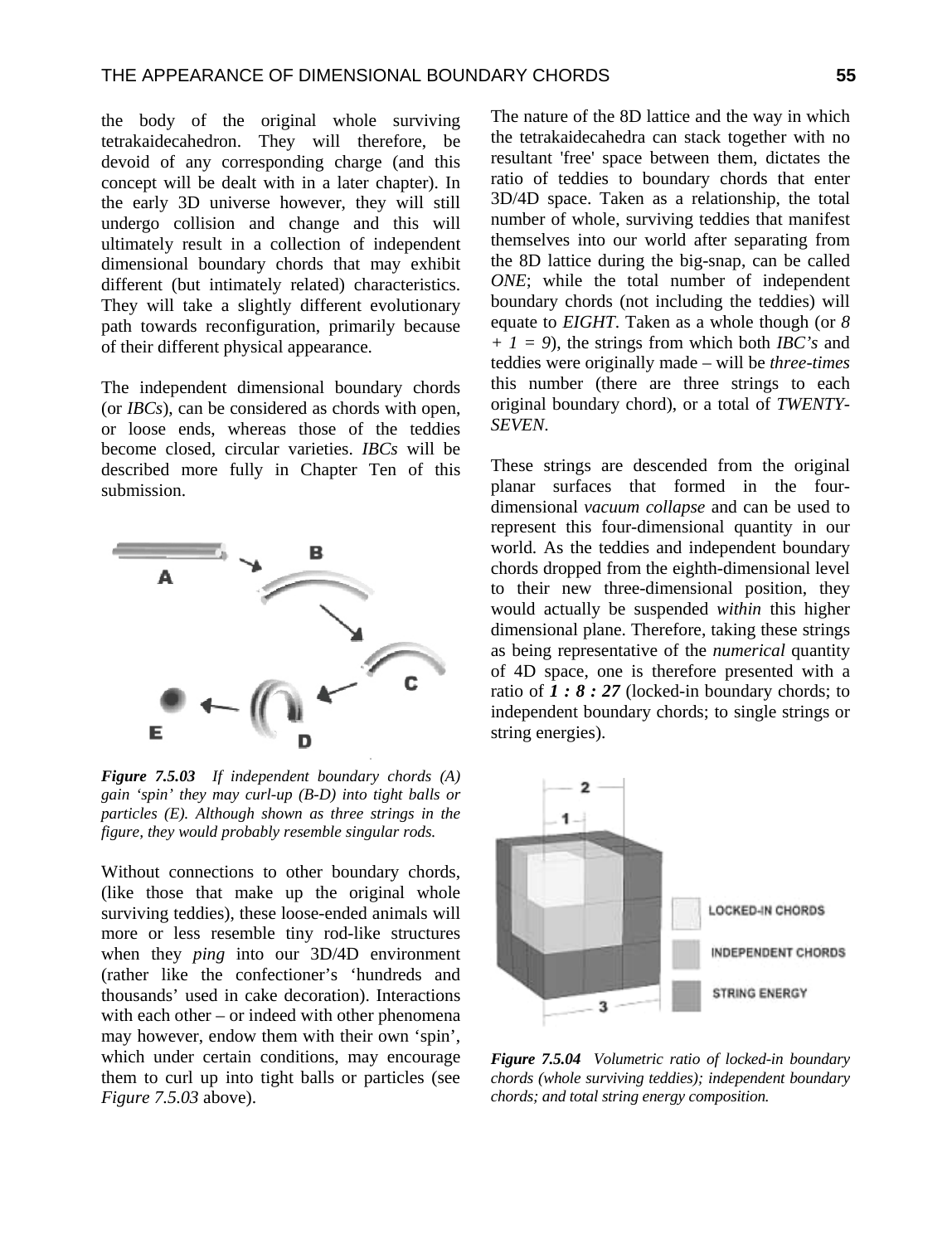the body of the original whole surviving tetrakaidecahedron. They will therefore, be devoid of any corresponding charge (and this concept will be dealt with in a later chapter). In the early 3D universe however, they will still undergo collision and change and this will ultimately result in a collection of independent dimensional boundary chords that may exhibit different (but intimately related) characteristics. They will take a slightly different evolutionary path towards reconfiguration, primarily because of their different physical appearance.

The independent dimensional boundary chords (or *IBCs*), can be considered as chords with open, or loose ends, whereas those of the teddies become closed, circular varieties. *IBCs* will be described more fully in Chapter Ten of this submission.

***Figure 7.5.03*** *If independent boundary chords (A) gain 'spin' they may curl-up (B-D) into tight balls or particles (E). Although shown as three strings in the figure, they would probably resemble singular rods.*

Without connections to other boundary chords, (like those that make up the original whole surviving teddies), these loose-ended animals will more or less resemble tiny rod-like structures when they *ping* into our 3D/4D environment (rather like the confectioner's 'hundreds and thousands' used in cake decoration). Interactions with each other – or indeed with other phenomena may however, endow them with their own 'spin', which under certain conditions, may encourage them to curl up into tight balls or particles (see *Figure 7.5.03* above).

The nature of the 8D lattice and the way in which the tetrakaidecahedra can stack together with no resultant 'free' space between them, dictates the ratio of teddies to boundary chords that enter 3D/4D space. Taken as a relationship, the total number of whole, surviving teddies that manifest themselves into our world after separating from the 8D lattice during the big-snap, can be called *ONE*; while the total number of independent boundary chords (not including the teddies) will equate to *EIGHT*. Taken as a whole though (or $8 + 1 = 9$), the strings from which both *IBC's* and teddies were originally made – will be *three-times* this number (there are three strings to each original boundary chord), or a total of *TWENTY-SEVEN*.

These strings are descended from the original planar surfaces that formed in the four-dimensional *vacuum collapse* and can be used to represent this four-dimensional quantity in our world. As the teddies and independent boundary chords dropped from the eighth-dimensional level to their new three-dimensional position, they would actually be suspended *within* this higher dimensional plane. Therefore, taking these strings as being representative of the *numerical* quantity of 4D space, one is therefore presented with a ratio of ***1 : 8 : 27*** (locked-in boundary chords; to independent boundary chords; to single strings or string energies).

***Figure 7.5.04*** *Volumetric ratio of locked-in boundary chords (whole surviving teddies); independent boundary chords; and total string energy composition.*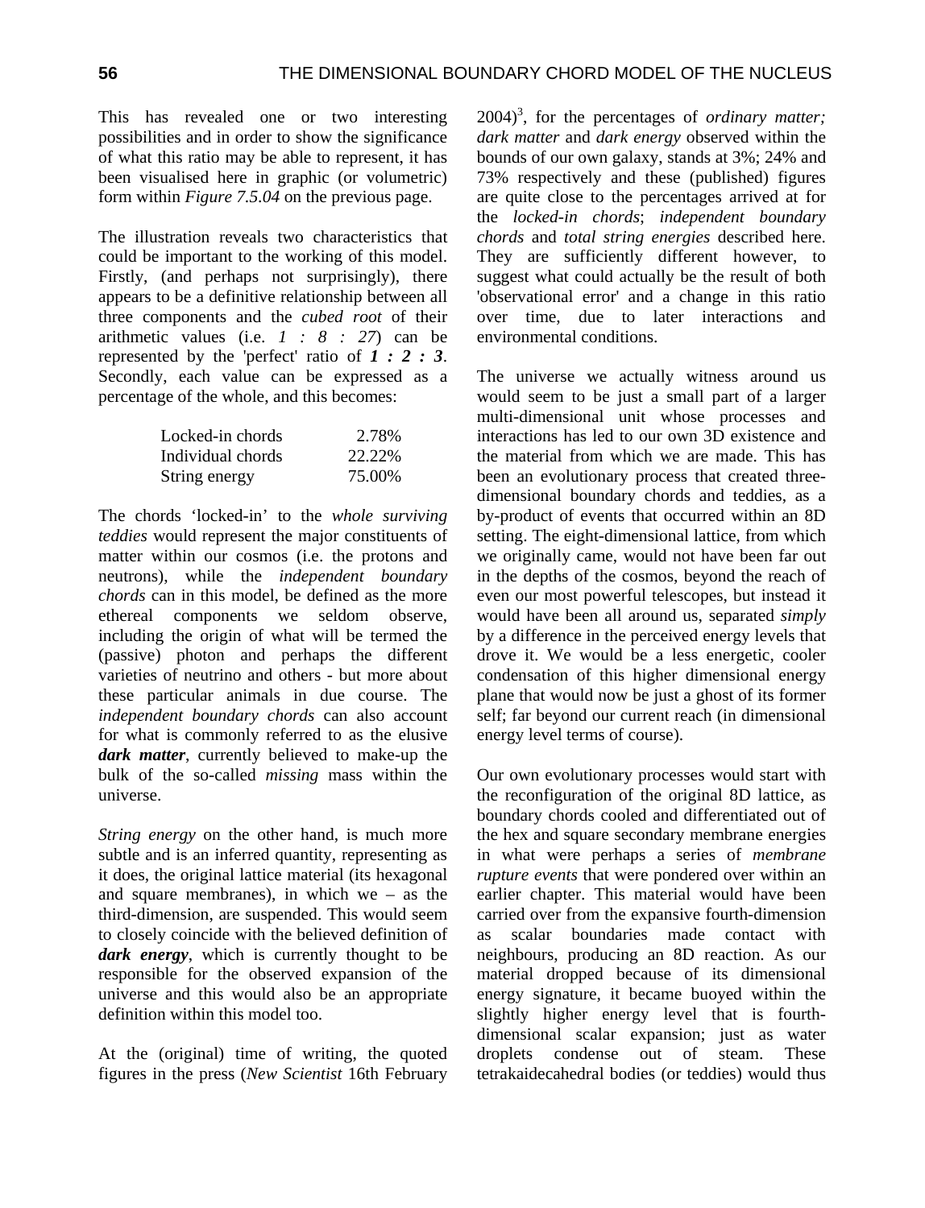This has revealed one or two interesting possibilities and in order to show the significance of what this ratio may be able to represent, it has been visualised here in graphic (or volumetric) form within *Figure 7.5.04* on the previous page.

The illustration reveals two characteristics that could be important to the working of this model. Firstly, (and perhaps not surprisingly), there appears to be a definitive relationship between all three components and the *cubed root* of their arithmetic values (i.e. *1 : 8 : 27*) can be represented by the 'perfect' ratio of ***1 : 2 : 3***. Secondly, each value can be expressed as a percentage of the whole, and this becomes:

| | |
|---|---|
| Locked-in chords | 2.78% |
| Individual chords | 22.22% |
| String energy | 75.00% |

The chords 'locked-in' to the *whole surviving teddies* would represent the major constituents of matter within our cosmos (i.e. the protons and neutrons), while the *independent boundary chords* can in this model, be defined as the more ethereal components we seldom observe, including the origin of what will be termed the (passive) photon and perhaps the different varieties of neutrino and others - but more about these particular animals in due course. The *independent boundary chords* can also account for what is commonly referred to as the elusive ***dark matter***, currently believed to make-up the bulk of the so-called *missing* mass within the universe.

*String energy* on the other hand, is much more subtle and is an inferred quantity, representing as it does, the original lattice material (its hexagonal and square membranes), in which we – as the third-dimension, are suspended. This would seem to closely coincide with the believed definition of ***dark energy***, which is currently thought to be responsible for the observed expansion of the universe and this would also be an appropriate definition within this model too.

At the (original) time of writing, the quoted figures in the press (*New Scientist* 16th February 2004)[3], for the percentages of *ordinary matter; dark matter* and *dark energy* observed within the bounds of our own galaxy, stands at 3%; 24% and 73% respectively and these (published) figures are quite close to the percentages arrived at for the *locked-in chords*; *independent boundary chords* and *total string energies* described here. They are sufficiently different however, to suggest what could actually be the result of both 'observational error' and a change in this ratio over time, due to later interactions and environmental conditions.

The universe we actually witness around us would seem to be just a small part of a larger multi-dimensional unit whose processes and interactions has led to our own 3D existence and the material from which we are made. This has been an evolutionary process that created three-dimensional boundary chords and teddies, as a by-product of events that occurred within an 8D setting. The eight-dimensional lattice, from which we originally came, would not have been far out in the depths of the cosmos, beyond the reach of even our most powerful telescopes, but instead it would have been all around us, separated *simply* by a difference in the perceived energy levels that drove it. We would be a less energetic, cooler condensation of this higher dimensional energy plane that would now be just a ghost of its former self; far beyond our current reach (in dimensional energy level terms of course).

Our own evolutionary processes would start with the reconfiguration of the original 8D lattice, as boundary chords cooled and differentiated out of the hex and square secondary membrane energies in what were perhaps a series of *membrane rupture events* that were pondered over within an earlier chapter. This material would have been carried over from the expansive fourth-dimension as scalar boundaries made contact with neighbours, producing an 8D reaction. As our material dropped because of its dimensional energy signature, it became buoyed within the slightly higher energy level that is fourth-dimensional scalar expansion; just as water droplets condense out of steam. These tetrakaidecahedral bodies (or teddies) would thus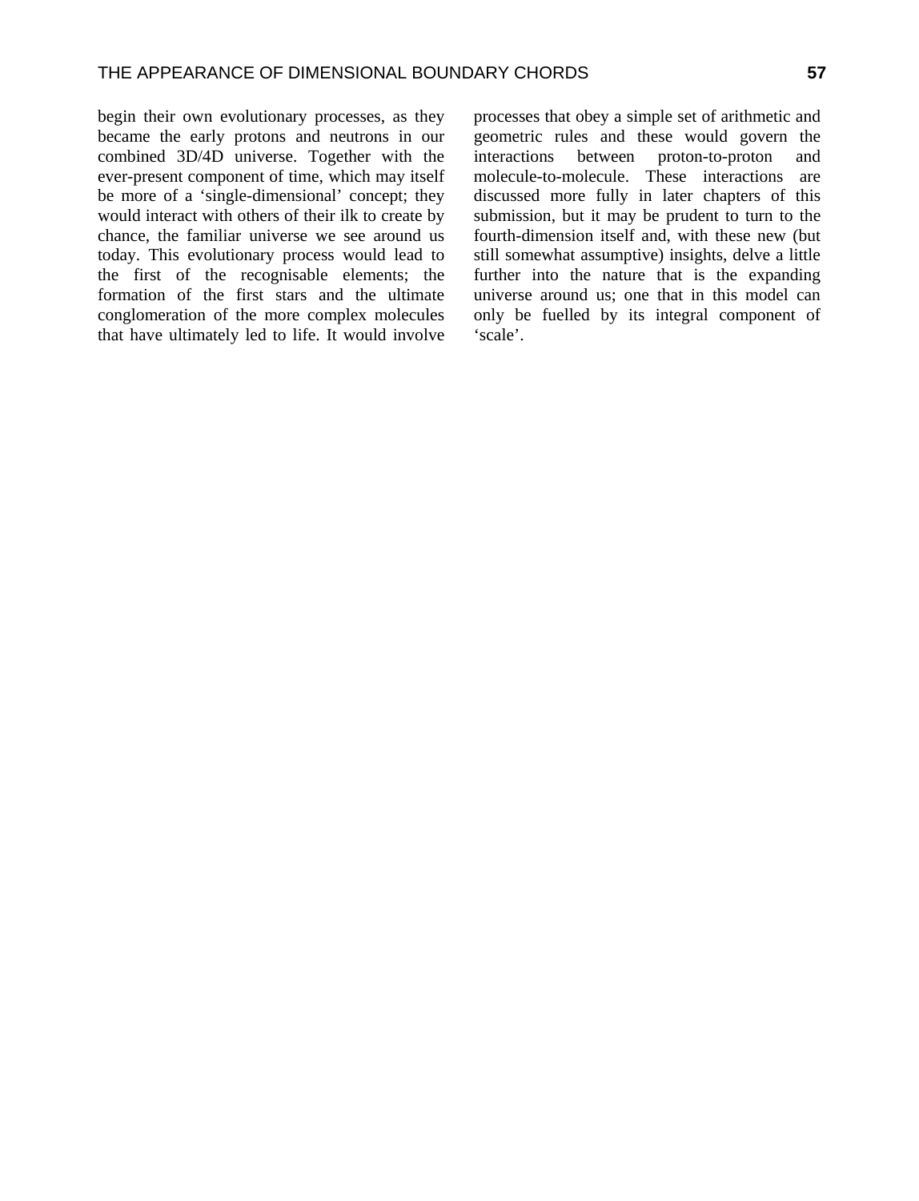begin their own evolutionary processes, as they became the early protons and neutrons in our combined 3D/4D universe. Together with the ever-present component of time, which may itself be more of a 'single-dimensional' concept; they would interact with others of their ilk to create by chance, the familiar universe we see around us today. This evolutionary process would lead to the first of the recognisable elements; the formation of the first stars and the ultimate conglomeration of the more complex molecules that have ultimately led to life. It would involve processes that obey a simple set of arithmetic and geometric rules and these would govern the interactions between proton-to-proton and molecule-to-molecule. These interactions are discussed more fully in later chapters of this submission, but it may be prudent to turn to the fourth-dimension itself and, with these new (but still somewhat assumptive) insights, delve a little further into the nature that is the expanding universe around us; one that in this model can only be fuelled by its integral component of 'scale'.